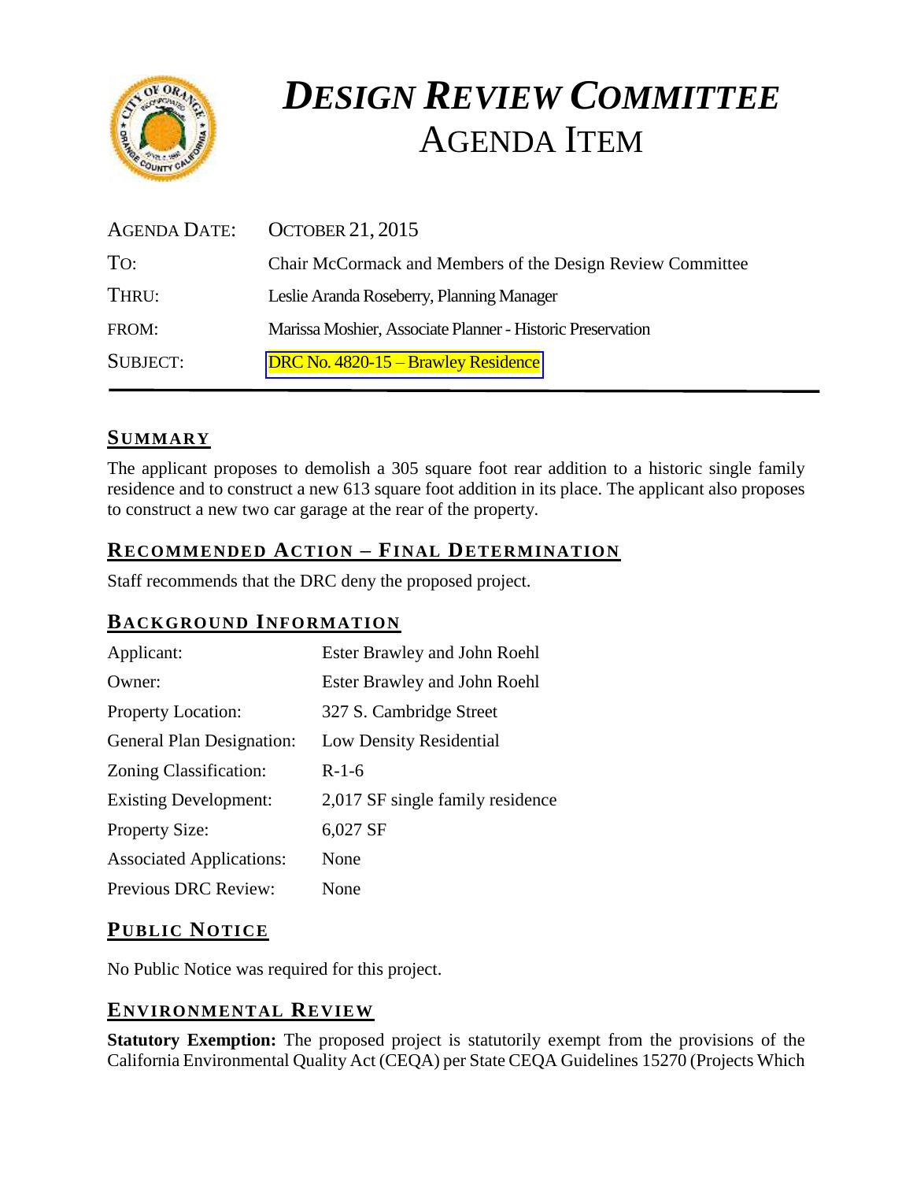／# *DESIGN REVIEW COMMITTEE*
# AGENDA ITEM

| | |
|---|---|
| AGENDA DATE: | OCTOBER 21, 2015 |
| TO: | Chair McCormack and Members of the Design Review Committee |
| THRU: | Leslie Aranda Roseberry, Planning Manager |
| FROM: | Marissa Moshier, Associate Planner - Historic Preservation |
| SUBJECT: | DRC No. 4820-15 – Brawley Residence |

## SUMMARY

The applicant proposes to demolish a 305 square foot rear addition to a historic single family residence and to construct a new 613 square foot addition in its place. The applicant also proposes to construct a new two car garage at the rear of the property.

## RECOMMENDED ACTION – FINAL DETERMINATION

Staff recommends that the DRC deny the proposed project.

## BACKGROUND INFORMATION

| | |
|---|---|
| Applicant: | Ester Brawley and John Roehl |
| Owner: | Ester Brawley and John Roehl |
| Property Location: | 327 S. Cambridge Street |
| General Plan Designation: | Low Density Residential |
| Zoning Classification: | R-1-6 |
| Existing Development: | 2,017 SF single family residence |
| Property Size: | 6,027 SF |
| Associated Applications: | None |
| Previous DRC Review: | None |

## PUBLIC NOTICE

No Public Notice was required for this project.

## ENVIRONMENTAL REVIEW

**Statutory Exemption:** The proposed project is statutorily exempt from the provisions of the California Environmental Quality Act (CEQA) per State CEQA Guidelines 15270 (Projects Which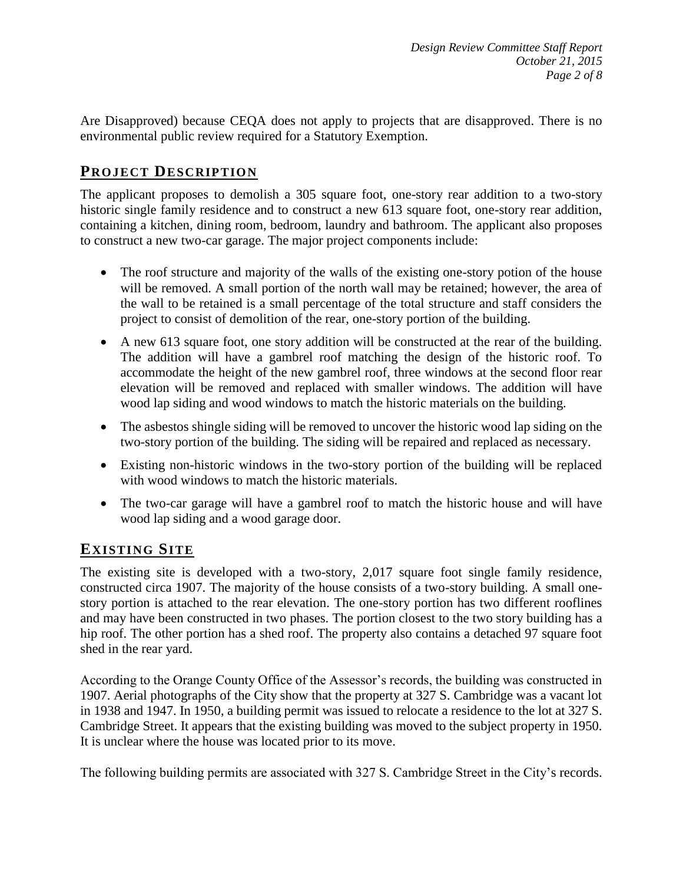Are Disapproved) because CEQA does not apply to projects that are disapproved. There is no environmental public review required for a Statutory Exemption.

## PROJECT DESCRIPTION

The applicant proposes to demolish a 305 square foot, one-story rear addition to a two-story historic single family residence and to construct a new 613 square foot, one-story rear addition, containing a kitchen, dining room, bedroom, laundry and bathroom. The applicant also proposes to construct a new two-car garage. The major project components include:

- The roof structure and majority of the walls of the existing one-story potion of the house will be removed. A small portion of the north wall may be retained; however, the area of the wall to be retained is a small percentage of the total structure and staff considers the project to consist of demolition of the rear, one-story portion of the building.
- A new 613 square foot, one story addition will be constructed at the rear of the building. The addition will have a gambrel roof matching the design of the historic roof. To accommodate the height of the new gambrel roof, three windows at the second floor rear elevation will be removed and replaced with smaller windows. The addition will have wood lap siding and wood windows to match the historic materials on the building.
- The asbestos shingle siding will be removed to uncover the historic wood lap siding on the two-story portion of the building. The siding will be repaired and replaced as necessary.
- Existing non-historic windows in the two-story portion of the building will be replaced with wood windows to match the historic materials.
- The two-car garage will have a gambrel roof to match the historic house and will have wood lap siding and a wood garage door.

## EXISTING SITE

The existing site is developed with a two-story, 2,017 square foot single family residence, constructed circa 1907. The majority of the house consists of a two-story building. A small one-story portion is attached to the rear elevation. The one-story portion has two different rooflines and may have been constructed in two phases. The portion closest to the two story building has a hip roof. The other portion has a shed roof. The property also contains a detached 97 square foot shed in the rear yard.

According to the Orange County Office of the Assessor's records, the building was constructed in 1907. Aerial photographs of the City show that the property at 327 S. Cambridge was a vacant lot in 1938 and 1947. In 1950, a building permit was issued to relocate a residence to the lot at 327 S. Cambridge Street. It appears that the existing building was moved to the subject property in 1950. It is unclear where the house was located prior to its move.

The following building permits are associated with 327 S. Cambridge Street in the City's records.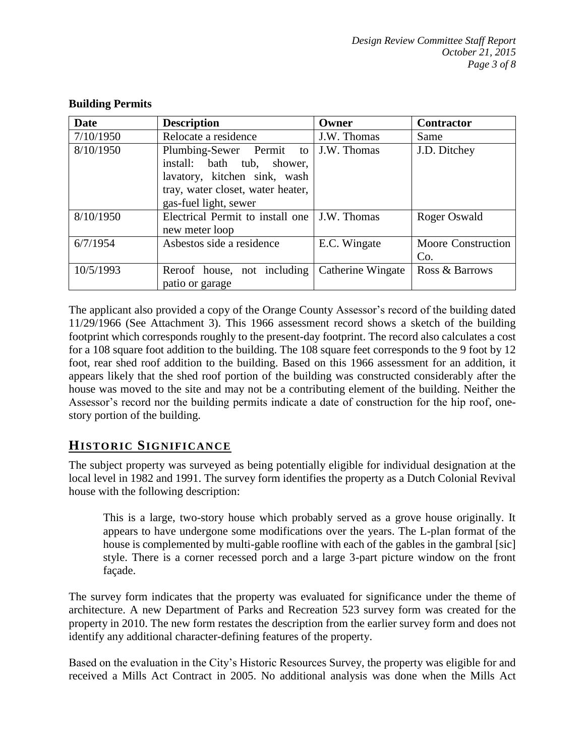**Building Permits**

| Date | Description | Owner | Contractor |
|---|---|---|---|
| 7/10/1950 | Relocate a residence | J.W. Thomas | Same |
| 8/10/1950 | Plumbing-Sewer Permit to install: bath tub, shower, lavatory, kitchen sink, wash tray, water closet, water heater, gas-fuel light, sewer | J.W. Thomas | J.D. Ditchey |
| 8/10/1950 | Electrical Permit to install one new meter loop | J.W. Thomas | Roger Oswald |
| 6/7/1954 | Asbestos side a residence | E.C. Wingate | Moore Construction Co. |
| 10/5/1993 | Reroof house, not including patio or garage | Catherine Wingate | Ross & Barrows |

The applicant also provided a copy of the Orange County Assessor's record of the building dated 11/29/1966 (See Attachment 3). This 1966 assessment record shows a sketch of the building footprint which corresponds roughly to the present-day footprint. The record also calculates a cost for a 108 square foot addition to the building. The 108 square feet corresponds to the 9 foot by 12 foot, rear shed roof addition to the building. Based on this 1966 assessment for an addition, it appears likely that the shed roof portion of the building was constructed considerably after the house was moved to the site and may not be a contributing element of the building. Neither the Assessor's record nor the building permits indicate a date of construction for the hip roof, one-story portion of the building.

## HISTORIC SIGNIFICANCE

The subject property was surveyed as being potentially eligible for individual designation at the local level in 1982 and 1991. The survey form identifies the property as a Dutch Colonial Revival house with the following description:

> This is a large, two-story house which probably served as a grove house originally. It appears to have undergone some modifications over the years. The L-plan format of the house is complemented by multi-gable roofline with each of the gables in the gambral [sic] style. There is a corner recessed porch and a large 3-part picture window on the front façade.

The survey form indicates that the property was evaluated for significance under the theme of architecture. A new Department of Parks and Recreation 523 survey form was created for the property in 2010. The new form restates the description from the earlier survey form and does not identify any additional character-defining features of the property.

Based on the evaluation in the City's Historic Resources Survey, the property was eligible for and received a Mills Act Contract in 2005. No additional analysis was done when the Mills Act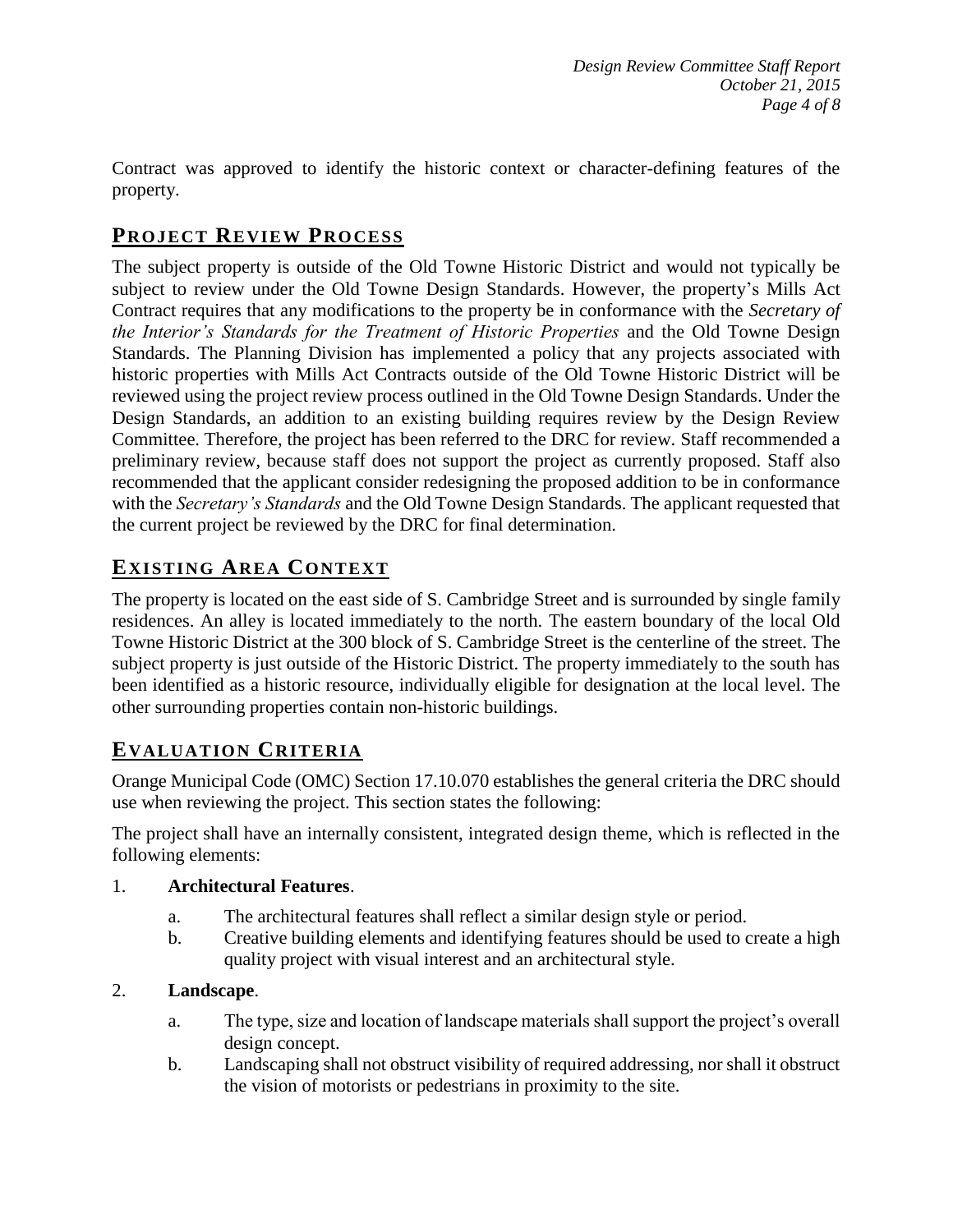Contract was approved to identify the historic context or character-defining features of the property.

## PROJECT REVIEW PROCESS

The subject property is outside of the Old Towne Historic District and would not typically be subject to review under the Old Towne Design Standards. However, the property's Mills Act Contract requires that any modifications to the property be in conformance with the *Secretary of the Interior's Standards for the Treatment of Historic Properties* and the Old Towne Design Standards. The Planning Division has implemented a policy that any projects associated with historic properties with Mills Act Contracts outside of the Old Towne Historic District will be reviewed using the project review process outlined in the Old Towne Design Standards. Under the Design Standards, an addition to an existing building requires review by the Design Review Committee. Therefore, the project has been referred to the DRC for review. Staff recommended a preliminary review, because staff does not support the project as currently proposed. Staff also recommended that the applicant consider redesigning the proposed addition to be in conformance with the *Secretary's Standards* and the Old Towne Design Standards. The applicant requested that the current project be reviewed by the DRC for final determination.

## EXISTING AREA CONTEXT

The property is located on the east side of S. Cambridge Street and is surrounded by single family residences. An alley is located immediately to the north. The eastern boundary of the local Old Towne Historic District at the 300 block of S. Cambridge Street is the centerline of the street. The subject property is just outside of the Historic District. The property immediately to the south has been identified as a historic resource, individually eligible for designation at the local level. The other surrounding properties contain non-historic buildings.

## EVALUATION CRITERIA

Orange Municipal Code (OMC) Section 17.10.070 establishes the general criteria the DRC should use when reviewing the project. This section states the following:

The project shall have an internally consistent, integrated design theme, which is reflected in the following elements:

1. **Architectural Features**.
   a. The architectural features shall reflect a similar design style or period.
   b. Creative building elements and identifying features should be used to create a high quality project with visual interest and an architectural style.

2. **Landscape**.
   a. The type, size and location of landscape materials shall support the project's overall design concept.
   b. Landscaping shall not obstruct visibility of required addressing, nor shall it obstruct the vision of motorists or pedestrians in proximity to the site.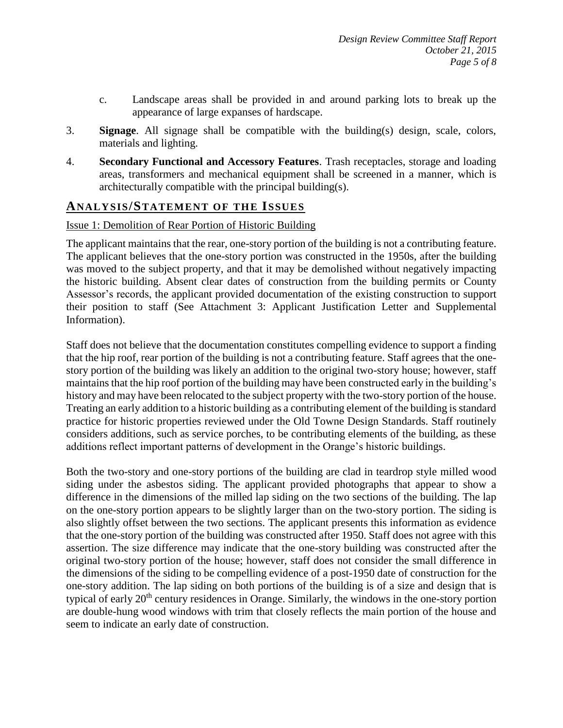c. Landscape areas shall be provided in and around parking lots to break up the appearance of large expanses of hardscape.

3. **Signage**. All signage shall be compatible with the building(s) design, scale, colors, materials and lighting.

4. **Secondary Functional and Accessory Features**. Trash receptacles, storage and loading areas, transformers and mechanical equipment shall be screened in a manner, which is architecturally compatible with the principal building(s).

## ANALYSIS/STATEMENT OF THE ISSUES

Issue 1: Demolition of Rear Portion of Historic Building

The applicant maintains that the rear, one-story portion of the building is not a contributing feature. The applicant believes that the one-story portion was constructed in the 1950s, after the building was moved to the subject property, and that it may be demolished without negatively impacting the historic building. Absent clear dates of construction from the building permits or County Assessor's records, the applicant provided documentation of the existing construction to support their position to staff (See Attachment 3: Applicant Justification Letter and Supplemental Information).

Staff does not believe that the documentation constitutes compelling evidence to support a finding that the hip roof, rear portion of the building is not a contributing feature. Staff agrees that the one-story portion of the building was likely an addition to the original two-story house; however, staff maintains that the hip roof portion of the building may have been constructed early in the building's history and may have been relocated to the subject property with the two-story portion of the house. Treating an early addition to a historic building as a contributing element of the building is standard practice for historic properties reviewed under the Old Towne Design Standards. Staff routinely considers additions, such as service porches, to be contributing elements of the building, as these additions reflect important patterns of development in the Orange's historic buildings.

Both the two-story and one-story portions of the building are clad in teardrop style milled wood siding under the asbestos siding. The applicant provided photographs that appear to show a difference in the dimensions of the milled lap siding on the two sections of the building. The lap on the one-story portion appears to be slightly larger than on the two-story portion. The siding is also slightly offset between the two sections. The applicant presents this information as evidence that the one-story portion of the building was constructed after 1950. Staff does not agree with this assertion. The size difference may indicate that the one-story building was constructed after the original two-story portion of the house; however, staff does not consider the small difference in the dimensions of the siding to be compelling evidence of a post-1950 date of construction for the one-story addition. The lap siding on both portions of the building is of a size and design that is typical of early 20th century residences in Orange. Similarly, the windows in the one-story portion are double-hung wood windows with trim that closely reflects the main portion of the house and seem to indicate an early date of construction.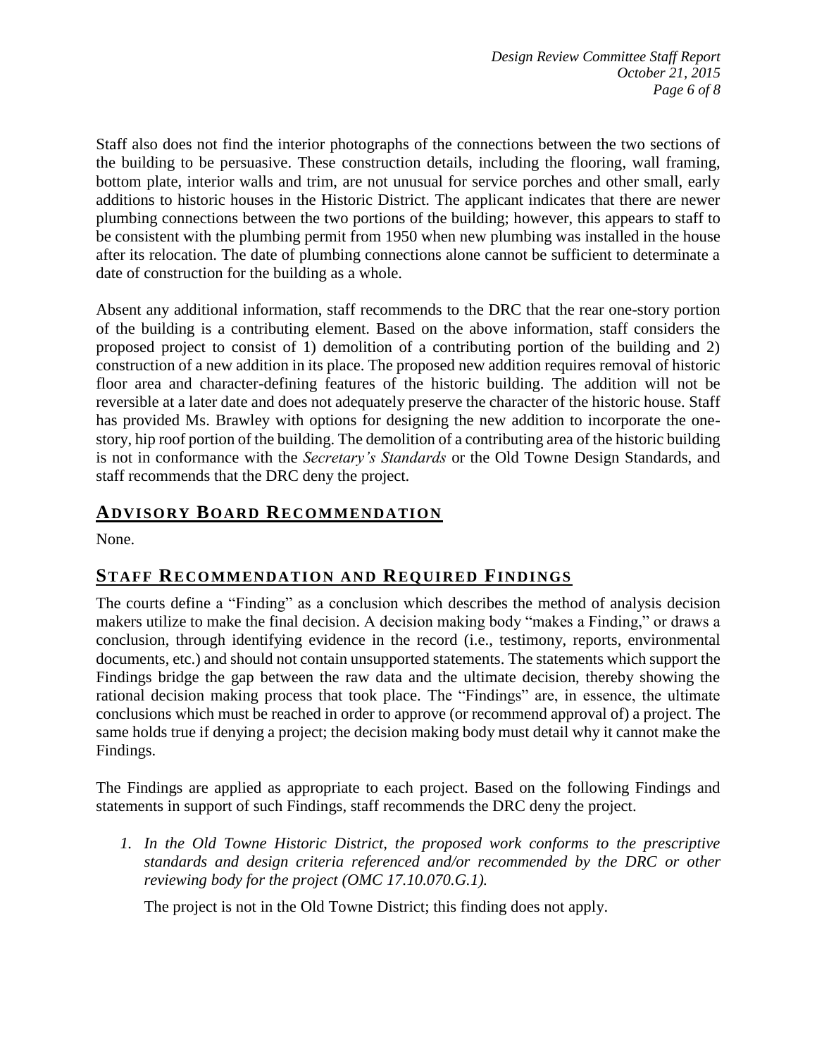Staff also does not find the interior photographs of the connections between the two sections of the building to be persuasive. These construction details, including the flooring, wall framing, bottom plate, interior walls and trim, are not unusual for service porches and other small, early additions to historic houses in the Historic District. The applicant indicates that there are newer plumbing connections between the two portions of the building; however, this appears to staff to be consistent with the plumbing permit from 1950 when new plumbing was installed in the house after its relocation. The date of plumbing connections alone cannot be sufficient to determinate a date of construction for the building as a whole.

Absent any additional information, staff recommends to the DRC that the rear one-story portion of the building is a contributing element. Based on the above information, staff considers the proposed project to consist of 1) demolition of a contributing portion of the building and 2) construction of a new addition in its place. The proposed new addition requires removal of historic floor area and character-defining features of the historic building. The addition will not be reversible at a later date and does not adequately preserve the character of the historic house. Staff has provided Ms. Brawley with options for designing the new addition to incorporate the one-story, hip roof portion of the building. The demolition of a contributing area of the historic building is not in conformance with the *Secretary's Standards* or the Old Towne Design Standards, and staff recommends that the DRC deny the project.

## ADVISORY BOARD RECOMMENDATION

None.

## STAFF RECOMMENDATION AND REQUIRED FINDINGS

The courts define a "Finding" as a conclusion which describes the method of analysis decision makers utilize to make the final decision. A decision making body "makes a Finding," or draws a conclusion, through identifying evidence in the record (i.e., testimony, reports, environmental documents, etc.) and should not contain unsupported statements. The statements which support the Findings bridge the gap between the raw data and the ultimate decision, thereby showing the rational decision making process that took place. The "Findings" are, in essence, the ultimate conclusions which must be reached in order to approve (or recommend approval of) a project. The same holds true if denying a project; the decision making body must detail why it cannot make the Findings.

The Findings are applied as appropriate to each project. Based on the following Findings and statements in support of such Findings, staff recommends the DRC deny the project.

1. *In the Old Towne Historic District, the proposed work conforms to the prescriptive standards and design criteria referenced and/or recommended by the DRC or other reviewing body for the project (OMC 17.10.070.G.1).*

   The project is not in the Old Towne District; this finding does not apply.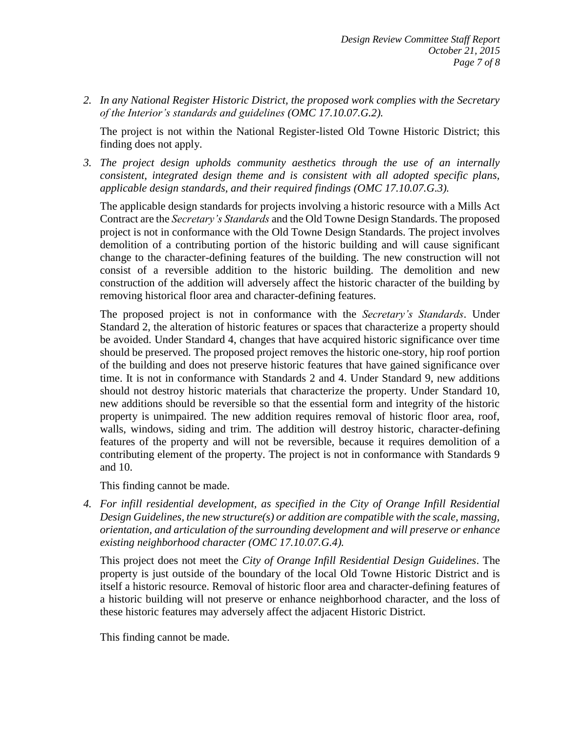2. *In any National Register Historic District, the proposed work complies with the Secretary of the Interior's standards and guidelines (OMC 17.10.07.G.2).*

   The project is not within the National Register-listed Old Towne Historic District; this finding does not apply.

3. *The project design upholds community aesthetics through the use of an internally consistent, integrated design theme and is consistent with all adopted specific plans, applicable design standards, and their required findings (OMC 17.10.07.G.3).*

   The applicable design standards for projects involving a historic resource with a Mills Act Contract are the *Secretary's Standards* and the Old Towne Design Standards. The proposed project is not in conformance with the Old Towne Design Standards. The project involves demolition of a contributing portion of the historic building and will cause significant change to the character-defining features of the building. The new construction will not consist of a reversible addition to the historic building. The demolition and new construction of the addition will adversely affect the historic character of the building by removing historical floor area and character-defining features.

   The proposed project is not in conformance with the *Secretary's Standards*. Under Standard 2, the alteration of historic features or spaces that characterize a property should be avoided. Under Standard 4, changes that have acquired historic significance over time should be preserved. The proposed project removes the historic one-story, hip roof portion of the building and does not preserve historic features that have gained significance over time. It is not in conformance with Standards 2 and 4. Under Standard 9, new additions should not destroy historic materials that characterize the property. Under Standard 10, new additions should be reversible so that the essential form and integrity of the historic property is unimpaired. The new addition requires removal of historic floor area, roof, walls, windows, siding and trim. The addition will destroy historic, character-defining features of the property and will not be reversible, because it requires demolition of a contributing element of the property. The project is not in conformance with Standards 9 and 10.

   This finding cannot be made.

4. *For infill residential development, as specified in the City of Orange Infill Residential Design Guidelines, the new structure(s) or addition are compatible with the scale, massing, orientation, and articulation of the surrounding development and will preserve or enhance existing neighborhood character (OMC 17.10.07.G.4).*

   This project does not meet the *City of Orange Infill Residential Design Guidelines*. The property is just outside of the boundary of the local Old Towne Historic District and is itself a historic resource. Removal of historic floor area and character-defining features of a historic building will not preserve or enhance neighborhood character, and the loss of these historic features may adversely affect the adjacent Historic District.

   This finding cannot be made.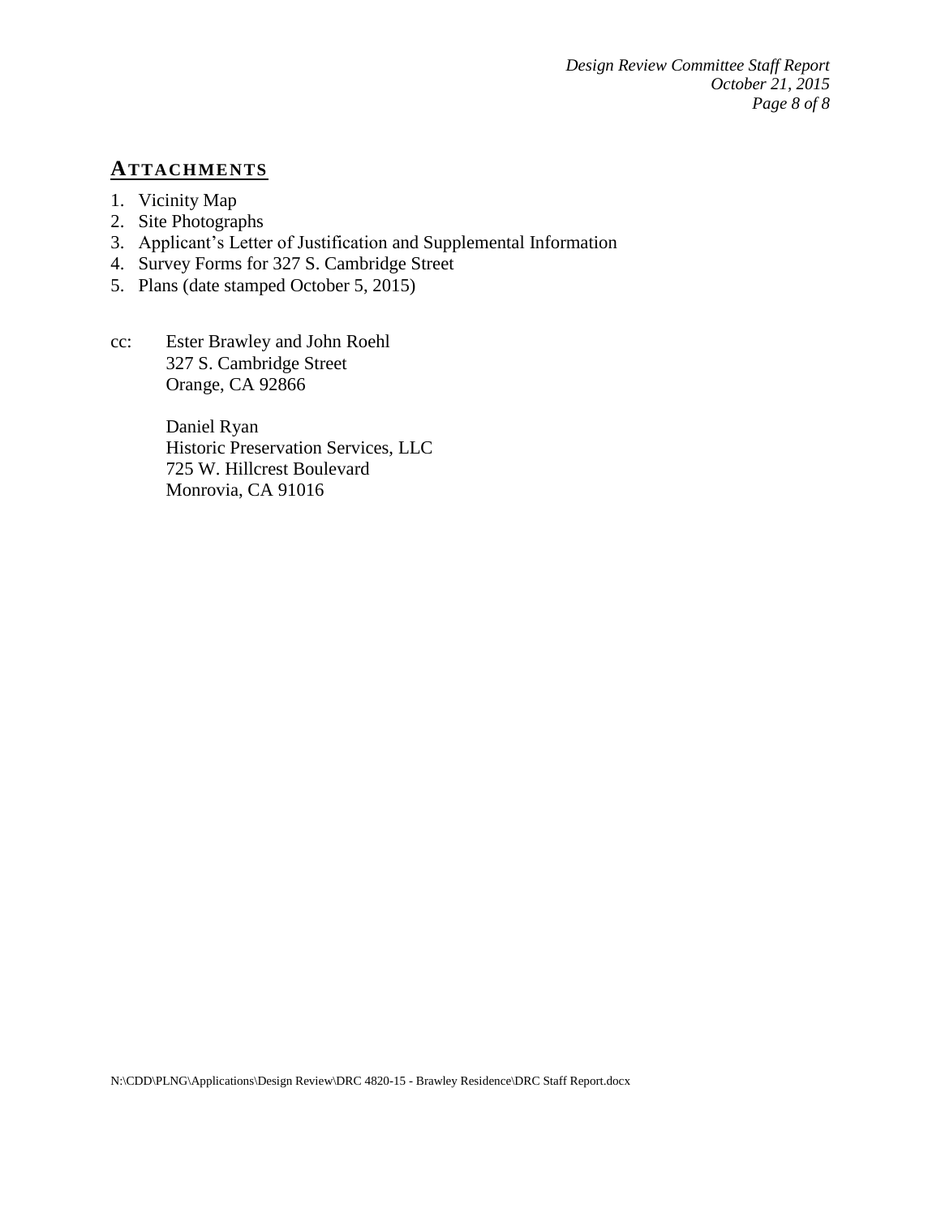## ATTACHMENTS

1. Vicinity Map
2. Site Photographs
3. Applicant's Letter of Justification and Supplemental Information
4. Survey Forms for 327 S. Cambridge Street
5. Plans (date stamped October 5, 2015)

cc: Ester Brawley and John Roehl
327 S. Cambridge Street
Orange, CA 92866

Daniel Ryan
Historic Preservation Services, LLC
725 W. Hillcrest Boulevard
Monrovia, CA 91016

N:\CDD\PLNG\Applications\Design Review\DRC 4820-15 - Brawley Residence\DRC Staff Report.docx